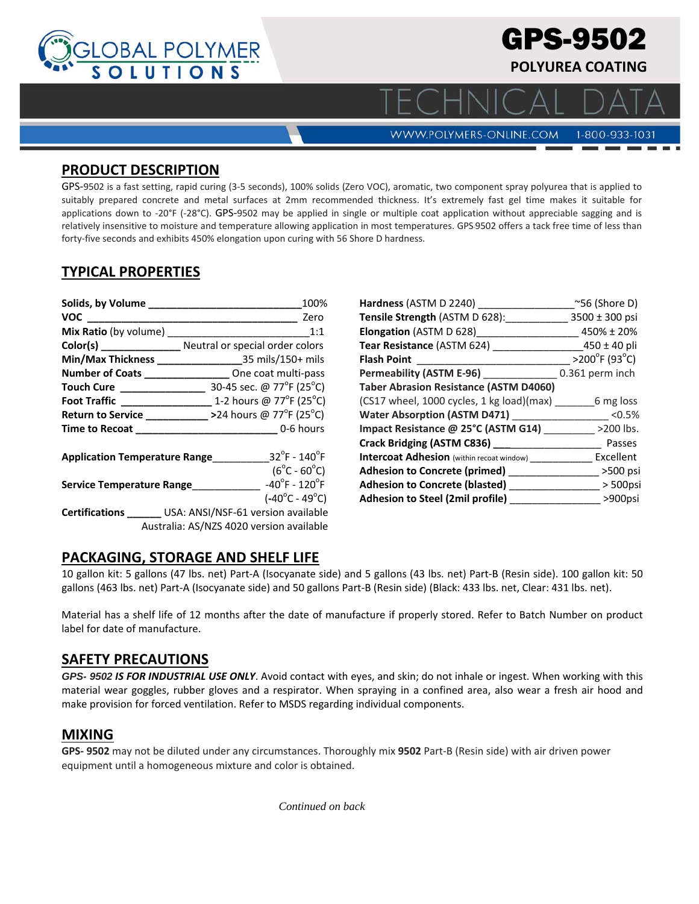# GPS-9502

**POLYUREA COATING**

TECHNICAL DATA

WWW.POLYMERS-ONLINE.COM 1-800-933-1031

## PRODUCT DESCRIPTION

GPS-9502 is a fast setting, rapid curing (3-5 seconds), 100% solids (Zero VOC), aromatic, two component spray polyurea that is applied to suitably prepared concrete and metal surfaces at 2mm recommended thickness. It's extremely fast gel time makes it suitable for applications down to -20°F (-28°C). GPS-9502 may be applied in single or multiple coat application without appreciable sagging and is relatively insensitive to moisture and temperature allowing application in most temperatures. GPS 9502 offers a tack free time of less than forty-five seconds and exhibits 450% elongation upon curing with 56 Shore D hardness.

## TYPICAL PROPERTIES

| Property | Value |
|---|---|
| **Solids, by Volume** | 100% |
| **VOC** | Zero |
| **Mix Ratio** (by volume) | 1:1 |
| **Color(s)** | Neutral or special order colors |
| **Min/Max Thickness** | 35 mils/150+ mils |
| **Number of Coats** | One coat multi-pass |
| **Touch Cure** | 30-45 sec. @ 77°F (25°C) |
| **Foot Traffic** | 1-2 hours @ 77°F (25°C) |
| **Return to Service** | >24 hours @ 77°F (25°C) |
| **Time to Recoat** | 0-6 hours |
| **Application Temperature Range** | 32°F - 140°F (6°C - 60°C) |
| **Service Temperature Range** | -40°F - 120°F (-40°C - 49°C) |
| **Certifications** | USA: ANSI/NSF-61 version available; Australia: AS/NZS 4020 version available |

| Property | Value |
|---|---|
| **Hardness** (ASTM D 2240) | ~56 (Shore D) |
| **Tensile Strength** (ASTM D 628): | 3500 ± 300 psi |
| **Elongation** (ASTM D 628) | 450% ± 20% |
| **Tear Resistance** (ASTM 624) | 450 ± 40 pli |
| **Flash Point** | >200°F (93°C) |
| **Permeability (ASTM E-96)** | 0.361 perm inch |
| **Taber Abrasion Resistance (ASTM D4060)** (CS17 wheel, 1000 cycles, 1 kg load)(max) | 6 mg loss |
| **Water Absorption (ASTM D471)** | <0.5% |
| **Impact Resistance @ 25°C (ASTM G14)** | >200 lbs. |
| **Crack Bridging (ASTM C836)** | Passes |
| **Intercoat Adhesion** (within recoat window) | Excellent |
| **Adhesion to Concrete (primed)** | >500 psi |
| **Adhesion to Concrete (blasted)** | > 500psi |
| **Adhesion to Steel (2mil profile)** | >900psi |

## PACKAGING, STORAGE AND SHELF LIFE

10 gallon kit: 5 gallons (47 lbs. net) Part-A (Isocyanate side) and 5 gallons (43 lbs. net) Part-B (Resin side). 100 gallon kit: 50 gallons (463 lbs. net) Part-A (Isocyanate side) and 50 gallons Part-B (Resin side) (Black: 433 lbs. net, Clear: 431 lbs. net).

Material has a shelf life of 12 months after the date of manufacture if properly stored. Refer to Batch Number on product label for date of manufacture.

## SAFETY PRECAUTIONS

***GPS- 9502 IS FOR INDUSTRIAL USE ONLY***. Avoid contact with eyes, and skin; do not inhale or ingest. When working with this material wear goggles, rubber gloves and a respirator. When spraying in a confined area, also wear a fresh air hood and make provision for forced ventilation. Refer to MSDS regarding individual components.

## MIXING

**GPS- 9502** may not be diluted under any circumstances. Thoroughly mix **9502** Part-B (Resin side) with air driven power equipment until a homogeneous mixture and color is obtained.

*Continued on back*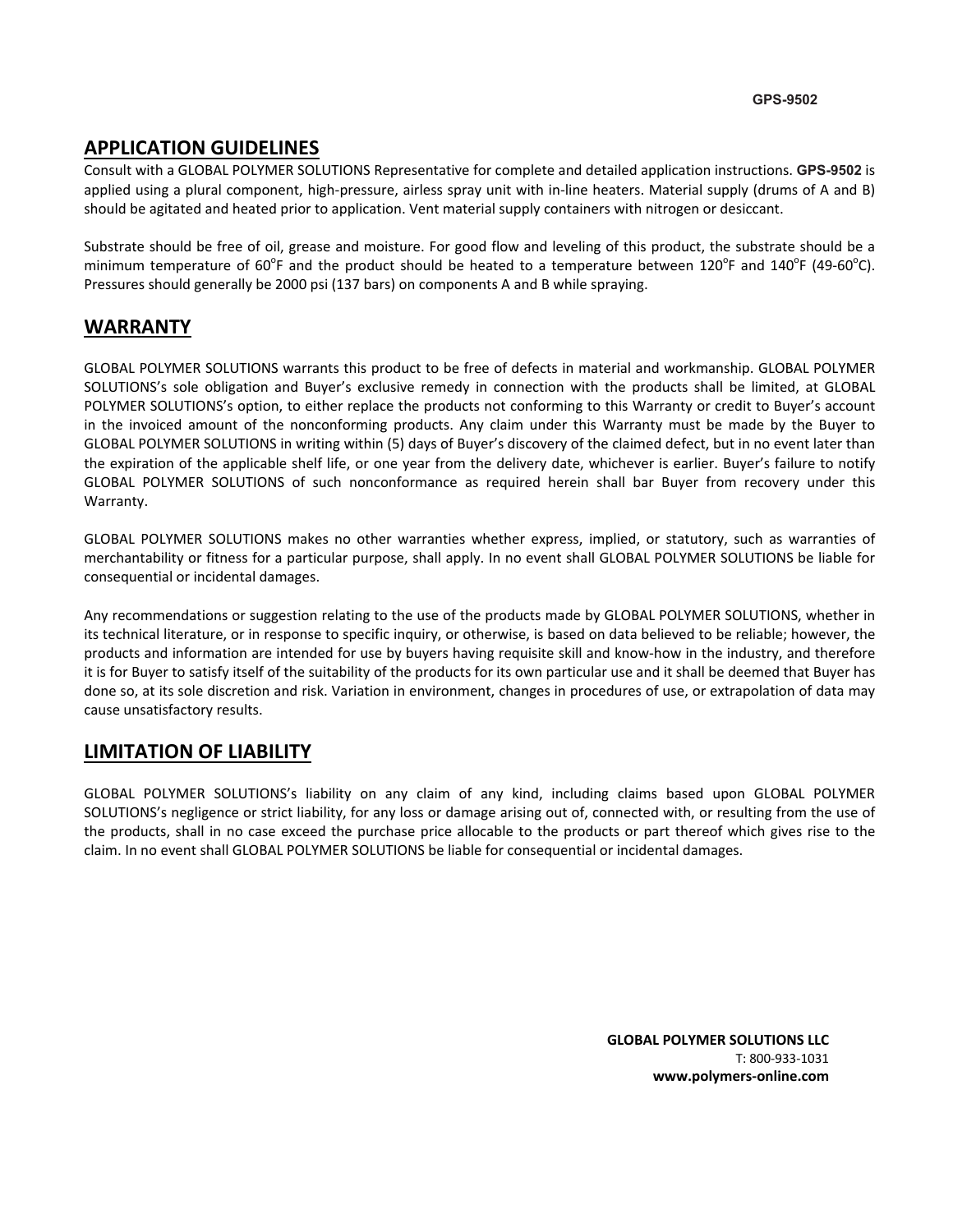## APPLICATION GUIDELINES

Consult with a GLOBAL POLYMER SOLUTIONS Representative for complete and detailed application instructions. **GPS-9502** is applied using a plural component, high-pressure, airless spray unit with in-line heaters. Material supply (drums of A and B) should be agitated and heated prior to application. Vent material supply containers with nitrogen or desiccant.

Substrate should be free of oil, grease and moisture. For good flow and leveling of this product, the substrate should be a minimum temperature of 60$^{o}$F and the product should be heated to a temperature between 120$^{o}$F and 140$^{o}$F (49-60$^{o}$C). Pressures should generally be 2000 psi (137 bars) on components A and B while spraying.

## WARRANTY

GLOBAL POLYMER SOLUTIONS warrants this product to be free of defects in material and workmanship. GLOBAL POLYMER SOLUTIONS's sole obligation and Buyer's exclusive remedy in connection with the products shall be limited, at GLOBAL POLYMER SOLUTIONS's option, to either replace the products not conforming to this Warranty or credit to Buyer's account in the invoiced amount of the nonconforming products. Any claim under this Warranty must be made by the Buyer to GLOBAL POLYMER SOLUTIONS in writing within (5) days of Buyer's discovery of the claimed defect, but in no event later than the expiration of the applicable shelf life, or one year from the delivery date, whichever is earlier. Buyer's failure to notify GLOBAL POLYMER SOLUTIONS of such nonconformance as required herein shall bar Buyer from recovery under this Warranty.

GLOBAL POLYMER SOLUTIONS makes no other warranties whether express, implied, or statutory, such as warranties of merchantability or fitness for a particular purpose, shall apply. In no event shall GLOBAL POLYMER SOLUTIONS be liable for consequential or incidental damages.

Any recommendations or suggestion relating to the use of the products made by GLOBAL POLYMER SOLUTIONS, whether in its technical literature, or in response to specific inquiry, or otherwise, is based on data believed to be reliable; however, the products and information are intended for use by buyers having requisite skill and know-how in the industry, and therefore it is for Buyer to satisfy itself of the suitability of the products for its own particular use and it shall be deemed that Buyer has done so, at its sole discretion and risk. Variation in environment, changes in procedures of use, or extrapolation of data may cause unsatisfactory results.

## LIMITATION OF LIABILITY

GLOBAL POLYMER SOLUTIONS's liability on any claim of any kind, including claims based upon GLOBAL POLYMER SOLUTIONS's negligence or strict liability, for any loss or damage arising out of, connected with, or resulting from the use of the products, shall in no case exceed the purchase price allocable to the products or part thereof which gives rise to the claim. In no event shall GLOBAL POLYMER SOLUTIONS be liable for consequential or incidental damages.

**GLOBAL POLYMER SOLUTIONS LLC**
T: 800-933-1031
**www.polymers-online.com**